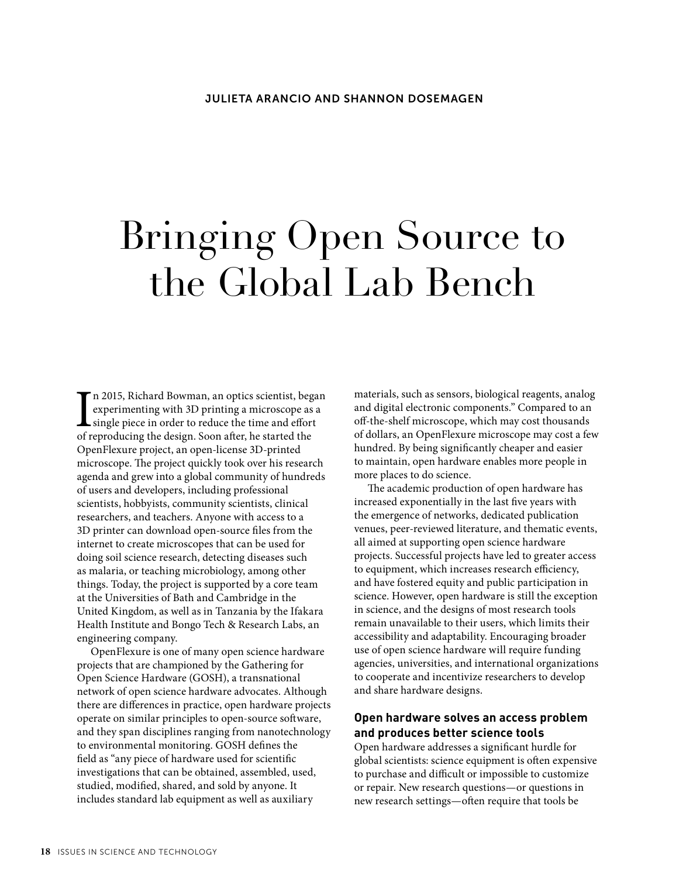JULIETA ARANCIO AND SHANNON DOSEMAGEN

# Bringing Open Source to the Global Lab Bench

In 2015, Richard Bowman, an optics scientist, began experimenting with 3D printing a microscope as a single piece in order to reduce the time and effort of reproducing the design. Soon after, he started the OpenFlexure project, an open-license 3D-printed microscope. The project quickly took over his research agenda and grew into a global community of hundreds of users and developers, including professional scientists, hobbyists, community scientists, clinical researchers, and teachers. Anyone with access to a 3D printer can download open-source files from the internet to create microscopes that can be used for doing soil science research, detecting diseases such as malaria, or teaching microbiology, among other things. Today, the project is supported by a core team at the Universities of Bath and Cambridge in the United Kingdom, as well as in Tanzania by the Ifakara Health Institute and Bongo Tech & Research Labs, an engineering company.

OpenFlexure is one of many open science hardware projects that are championed by the Gathering for Open Science Hardware (GOSH), a transnational network of open science hardware advocates. Although there are differences in practice, open hardware projects operate on similar principles to open-source software, and they span disciplines ranging from nanotechnology to environmental monitoring. GOSH defines the field as "any piece of hardware used for scientific investigations that can be obtained, assembled, used, studied, modified, shared, and sold by anyone. It includes standard lab equipment as well as auxiliary materials, such as sensors, biological reagents, analog and digital electronic components." Compared to an off-the-shelf microscope, which may cost thousands of dollars, an OpenFlexure microscope may cost a few hundred. By being significantly cheaper and easier to maintain, open hardware enables more people in more places to do science.

The academic production of open hardware has increased exponentially in the last five years with the emergence of networks, dedicated publication venues, peer-reviewed literature, and thematic events, all aimed at supporting open science hardware projects. Successful projects have led to greater access to equipment, which increases research efficiency, and have fostered equity and public participation in science. However, open hardware is still the exception in science, and the designs of most research tools remain unavailable to their users, which limits their accessibility and adaptability. Encouraging broader use of open science hardware will require funding agencies, universities, and international organizations to cooperate and incentivize researchers to develop and share hardware designs.

### Open hardware solves an access problem and produces better science tools

Open hardware addresses a significant hurdle for global scientists: science equipment is often expensive to purchase and difficult or impossible to customize or repair. New research questions—or questions in new research settings—often require that tools be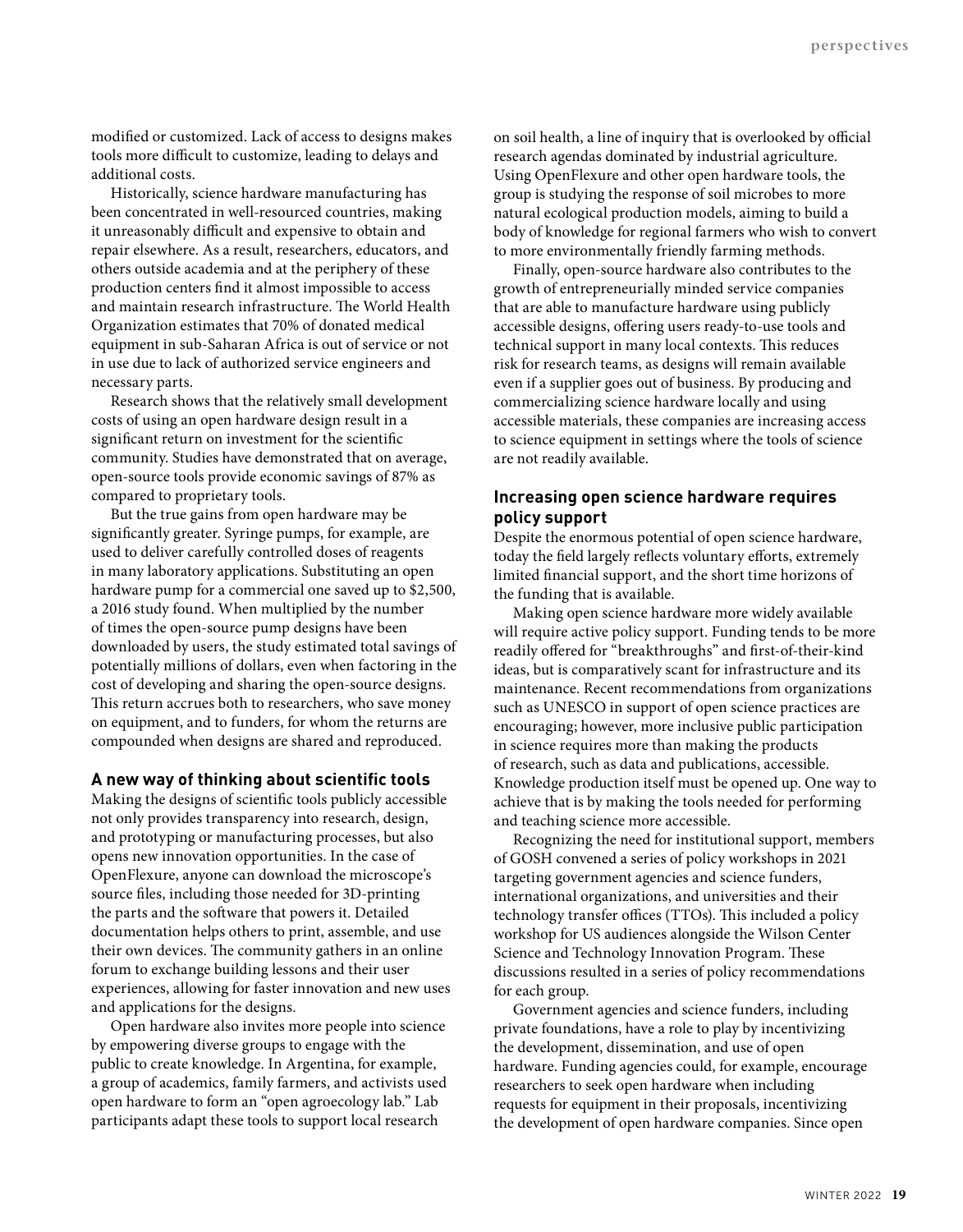modified or customized. Lack of access to designs makes tools more difficult to customize, leading to delays and additional costs.

Historically, science hardware manufacturing has been concentrated in well-resourced countries, making it unreasonably difficult and expensive to obtain and repair elsewhere. As a result, researchers, educators, and others outside academia and at the periphery of these production centers find it almost impossible to access and maintain research infrastructure. The World Health Organization estimates that 70% of donated medical equipment in sub-Saharan Africa is out of service or not in use due to lack of authorized service engineers and necessary parts.

Research shows that the relatively small development costs of using an open hardware design result in a significant return on investment for the scientific community. Studies have demonstrated that on average, open-source tools provide economic savings of 87% as compared to proprietary tools.

But the true gains from open hardware may be significantly greater. Syringe pumps, for example, are used to deliver carefully controlled doses of reagents in many laboratory applications. Substituting an open hardware pump for a commercial one saved up to $2,500, a 2016 study found. When multiplied by the number of times the open-source pump designs have been downloaded by users, the study estimated total savings of potentially millions of dollars, even when factoring in the cost of developing and sharing the open-source designs. This return accrues both to researchers, who save money on equipment, and to funders, for whom the returns are compounded when designs are shared and reproduced.

## A new way of thinking about scientific tools

Making the designs of scientific tools publicly accessible not only provides transparency into research, design, and prototyping or manufacturing processes, but also opens new innovation opportunities. In the case of OpenFlexure, anyone can download the microscope's source files, including those needed for 3D-printing the parts and the software that powers it. Detailed documentation helps others to print, assemble, and use their own devices. The community gathers in an online forum to exchange building lessons and their user experiences, allowing for faster innovation and new uses and applications for the designs.

Open hardware also invites more people into science by empowering diverse groups to engage with the public to create knowledge. In Argentina, for example, a group of academics, family farmers, and activists used open hardware to form an "open agroecology lab." Lab participants adapt these tools to support local research on soil health, a line of inquiry that is overlooked by official research agendas dominated by industrial agriculture. Using OpenFlexure and other open hardware tools, the group is studying the response of soil microbes to more natural ecological production models, aiming to build a body of knowledge for regional farmers who wish to convert to more environmentally friendly farming methods.

Finally, open-source hardware also contributes to the growth of entrepreneurially minded service companies that are able to manufacture hardware using publicly accessible designs, offering users ready-to-use tools and technical support in many local contexts. This reduces risk for research teams, as designs will remain available even if a supplier goes out of business. By producing and commercializing science hardware locally and using accessible materials, these companies are increasing access to science equipment in settings where the tools of science are not readily available.

## Increasing open science hardware requires policy support

Despite the enormous potential of open science hardware, today the field largely reflects voluntary efforts, extremely limited financial support, and the short time horizons of the funding that is available.

Making open science hardware more widely available will require active policy support. Funding tends to be more readily offered for "breakthroughs" and first-of-their-kind ideas, but is comparatively scant for infrastructure and its maintenance. Recent recommendations from organizations such as UNESCO in support of open science practices are encouraging; however, more inclusive public participation in science requires more than making the products of research, such as data and publications, accessible. Knowledge production itself must be opened up. One way to achieve that is by making the tools needed for performing and teaching science more accessible.

Recognizing the need for institutional support, members of GOSH convened a series of policy workshops in 2021 targeting government agencies and science funders, international organizations, and universities and their technology transfer offices (TTOs). This included a policy workshop for US audiences alongside the Wilson Center Science and Technology Innovation Program. These discussions resulted in a series of policy recommendations for each group.

Government agencies and science funders, including private foundations, have a role to play by incentivizing the development, dissemination, and use of open hardware. Funding agencies could, for example, encourage researchers to seek open hardware when including requests for equipment in their proposals, incentivizing the development of open hardware companies. Since open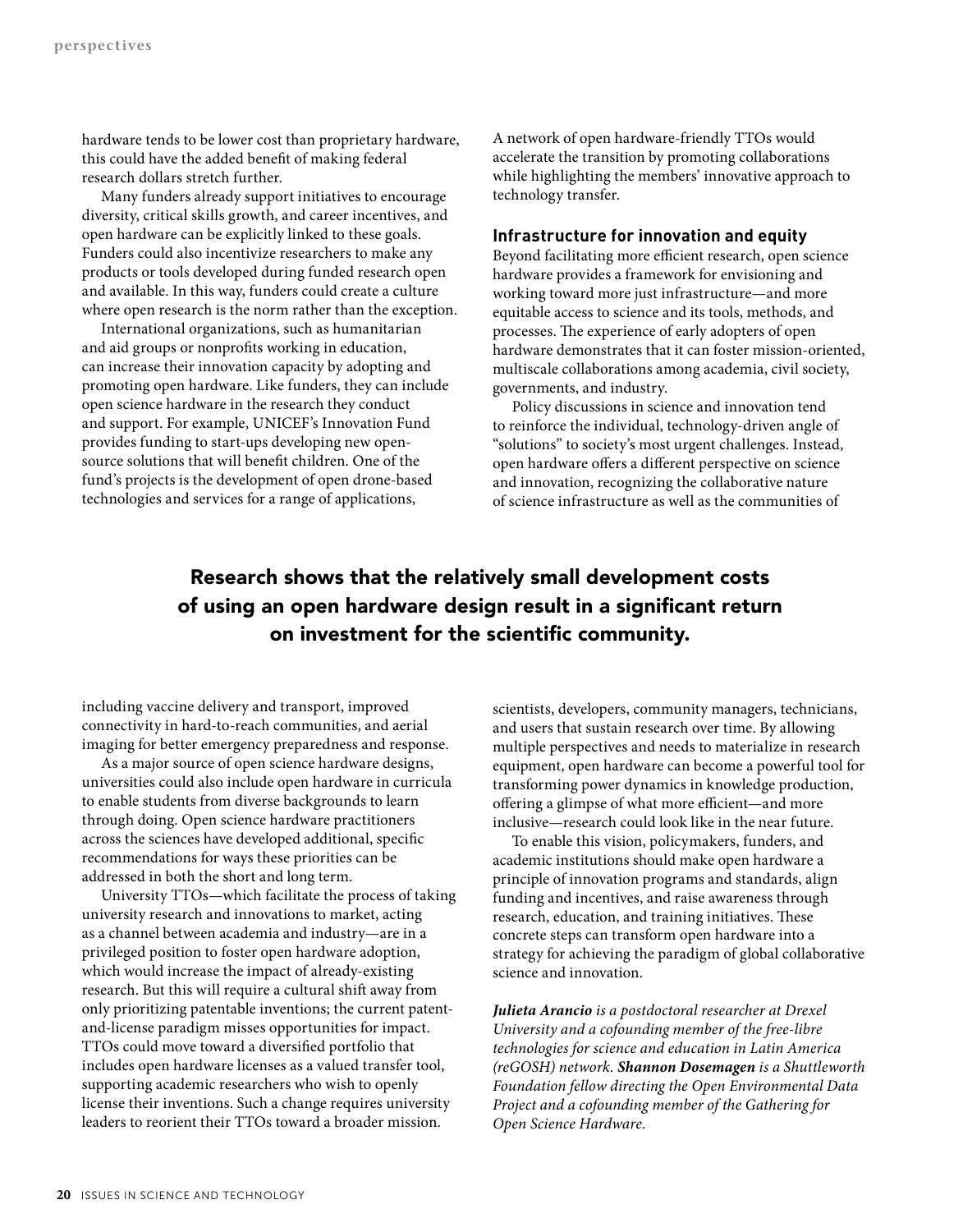hardware tends to be lower cost than proprietary hardware, this could have the added benefit of making federal research dollars stretch further.

Many funders already support initiatives to encourage diversity, critical skills growth, and career incentives, and open hardware can be explicitly linked to these goals. Funders could also incentivize researchers to make any products or tools developed during funded research open and available. In this way, funders could create a culture where open research is the norm rather than the exception.

International organizations, such as humanitarian and aid groups or nonprofits working in education, can increase their innovation capacity by adopting and promoting open hardware. Like funders, they can include open science hardware in the research they conduct and support. For example, UNICEF's Innovation Fund provides funding to start-ups developing new open-source solutions that will benefit children. One of the fund's projects is the development of open drone-based technologies and services for a range of applications, including vaccine delivery and transport, improved connectivity in hard-to-reach communities, and aerial imaging for better emergency preparedness and response.

As a major source of open science hardware designs, universities could also include open hardware in curricula to enable students from diverse backgrounds to learn through doing. Open science hardware practitioners across the sciences have developed additional, specific recommendations for ways these priorities can be addressed in both the short and long term.

University TTOs—which facilitate the process of taking university research and innovations to market, acting as a channel between academia and industry—are in a privileged position to foster open hardware adoption, which would increase the impact of already-existing research. But this will require a cultural shift away from only prioritizing patentable inventions; the current patent-and-license paradigm misses opportunities for impact. TTOs could move toward a diversified portfolio that includes open hardware licenses as a valued transfer tool, supporting academic researchers who wish to openly license their inventions. Such a change requires university leaders to reorient their TTOs toward a broader mission. A network of open hardware-friendly TTOs would accelerate the transition by promoting collaborations while highlighting the members' innovative approach to technology transfer.

## Infrastructure for innovation and equity

Beyond facilitating more efficient research, open science hardware provides a framework for envisioning and working toward more just infrastructure—and more equitable access to science and its tools, methods, and processes. The experience of early adopters of open hardware demonstrates that it can foster mission-oriented, multiscale collaborations among academia, civil society, governments, and industry.

Policy discussions in science and innovation tend to reinforce the individual, technology-driven angle of "solutions" to society's most urgent challenges. Instead, open hardware offers a different perspective on science and innovation, recognizing the collaborative nature of science infrastructure as well as the communities of scientists, developers, community managers, technicians, and users that sustain research over time. By allowing multiple perspectives and needs to materialize in research equipment, open hardware can become a powerful tool for transforming power dynamics in knowledge production, offering a glimpse of what more efficient—and more inclusive—research could look like in the near future.

To enable this vision, policymakers, funders, and academic institutions should make open hardware a principle of innovation programs and standards, align funding and incentives, and raise awareness through research, education, and training initiatives. These concrete steps can transform open hardware into a strategy for achieving the paradigm of global collaborative science and innovation.

**Research shows that the relatively small development costs of using an open hardware design result in a significant return on investment for the scientific community.**

***Julieta Arancio*** *is a postdoctoral researcher at Drexel University and a cofounding member of the free-libre technologies for science and education in Latin America (reGOSH) network.* ***Shannon Dosemagen*** *is a Shuttleworth Foundation fellow directing the Open Environmental Data Project and a cofounding member of the Gathering for Open Science Hardware.*